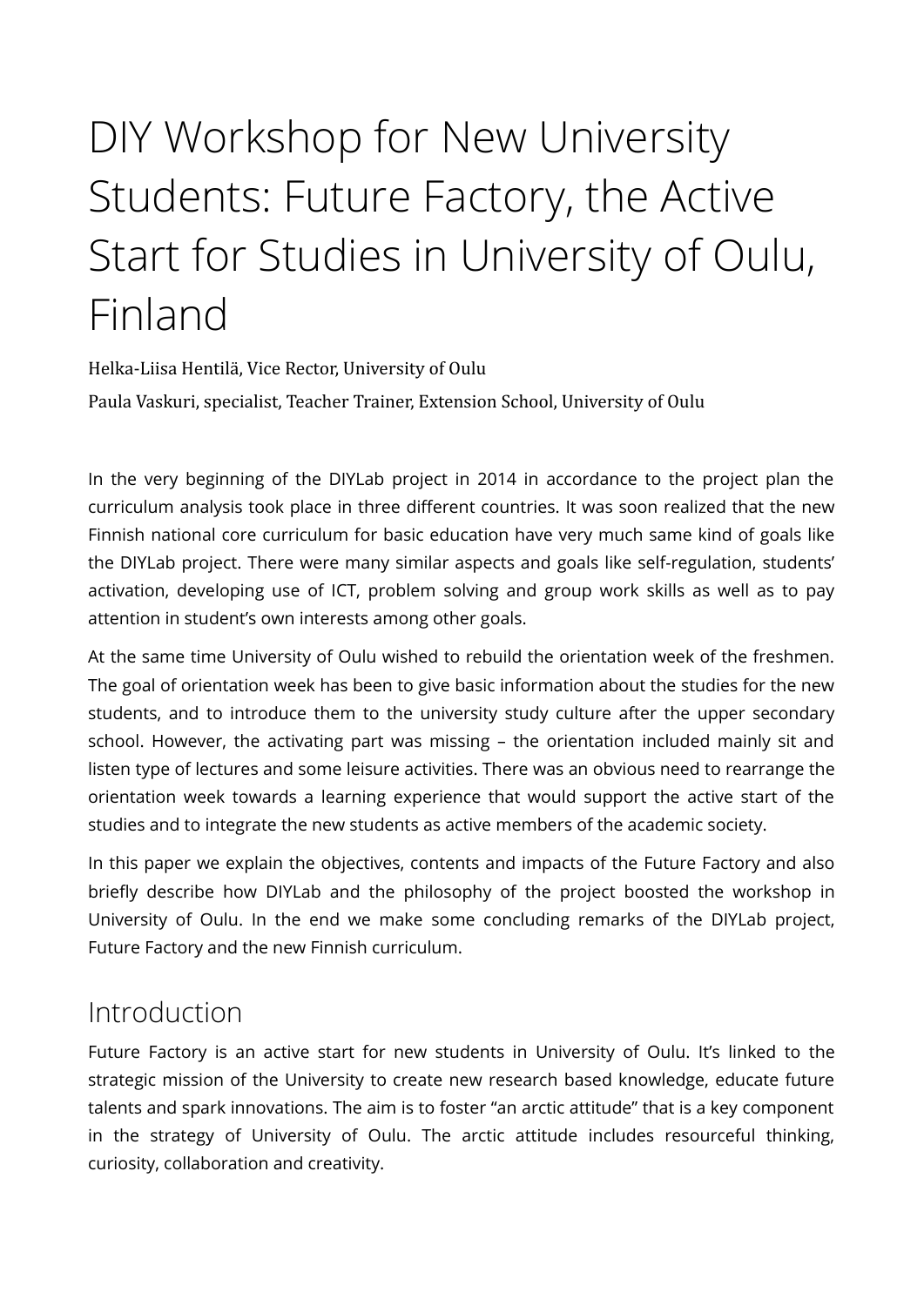# DIY Workshop for New University Students: Future Factory, the Active Start for Studies in University of Oulu, Finland

Helka-Liisa Hentilä, Vice Rector, University of Oulu

Paula Vaskuri, specialist, Teacher Trainer, Extension School, University of Oulu

In the very beginning of the DIYLab project in 2014 in accordance to the project plan the curriculum analysis took place in three different countries. It was soon realized that the new Finnish national core curriculum for basic education have very much same kind of goals like the DIYLab project. There were many similar aspects and goals like self-regulation, students' activation, developing use of ICT, problem solving and group work skills as well as to pay attention in student's own interests among other goals.

At the same time University of Oulu wished to rebuild the orientation week of the freshmen. The goal of orientation week has been to give basic information about the studies for the new students, and to introduce them to the university study culture after the upper secondary school. However, the activating part was missing – the orientation included mainly sit and listen type of lectures and some leisure activities. There was an obvious need to rearrange the orientation week towards a learning experience that would support the active start of the studies and to integrate the new students as active members of the academic society.

In this paper we explain the objectives, contents and impacts of the Future Factory and also briefly describe how DIYLab and the philosophy of the project boosted the workshop in University of Oulu. In the end we make some concluding remarks of the DIYLab project, Future Factory and the new Finnish curriculum.

## Introduction

Future Factory is an active start for new students in University of Oulu. It's linked to the strategic mission of the University to create new research based knowledge, educate future talents and spark innovations. The aim is to foster "an arctic attitude" that is a key component in the strategy of University of Oulu. The arctic attitude includes resourceful thinking, curiosity, collaboration and creativity.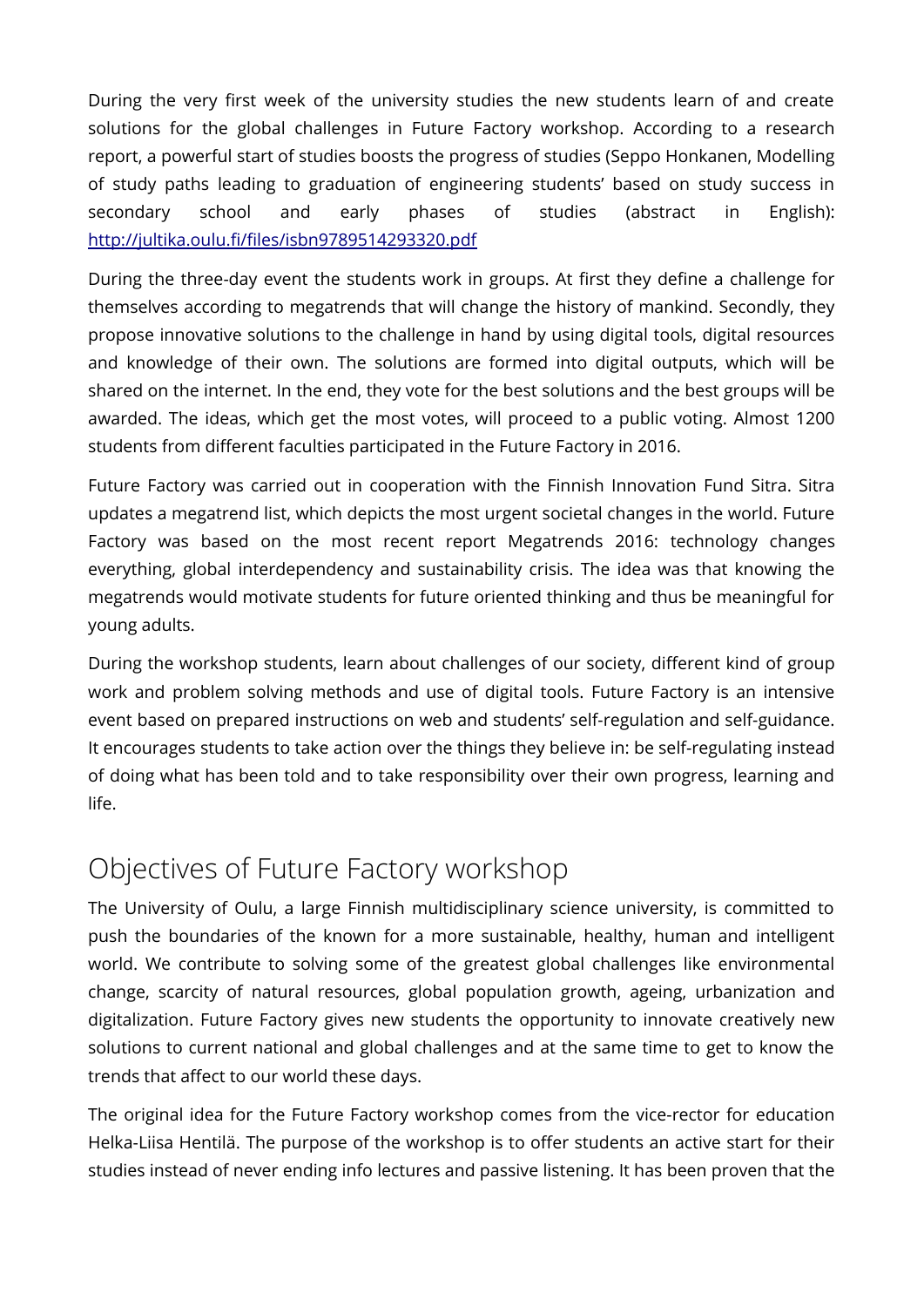During the very first week of the university studies the new students learn of and create solutions for the global challenges in Future Factory workshop. According to a research report, a powerful start of studies boosts the progress of studies (Seppo Honkanen, Modelling of study paths leading to graduation of engineering students' based on study success in secondary school and early phases of studies (abstract in English): [http://jultika.oulu.fi/files/isbn9789514293320.pdf](http://jultika.oulu.fi/files/isbn9789514293320.pdf)

During the three-day event the students work in groups. At first they define a challenge for themselves according to megatrends that will change the history of mankind. Secondly, they propose innovative solutions to the challenge in hand by using digital tools, digital resources and knowledge of their own. The solutions are formed into digital outputs, which will be shared on the internet. In the end, they vote for the best solutions and the best groups will be awarded. The ideas, which get the most votes, will proceed to a public voting. Almost 1200 students from different faculties participated in the Future Factory in 2016.

Future Factory was carried out in cooperation with the Finnish Innovation Fund Sitra. Sitra updates a megatrend list, which depicts the most urgent societal changes in the world. Future Factory was based on the most recent report Megatrends 2016: technology changes everything, global interdependency and sustainability crisis. The idea was that knowing the megatrends would motivate students for future oriented thinking and thus be meaningful for young adults.

During the workshop students, learn about challenges of our society, different kind of group work and problem solving methods and use of digital tools. Future Factory is an intensive event based on prepared instructions on web and students' self-regulation and self-guidance. It encourages students to take action over the things they believe in: be self-regulating instead of doing what has been told and to take responsibility over their own progress, learning and life.

## Objectives of Future Factory workshop

The University of Oulu, a large Finnish multidisciplinary science university, is committed to push the boundaries of the known for a more sustainable, healthy, human and intelligent world. We contribute to solving some of the greatest global challenges like environmental change, scarcity of natural resources, global population growth, ageing, urbanization and digitalization. Future Factory gives new students the opportunity to innovate creatively new solutions to current national and global challenges and at the same time to get to know the trends that affect to our world these days.

The original idea for the Future Factory workshop comes from the vice-rector for education Helka-Liisa Hentilä. The purpose of the workshop is to offer students an active start for their studies instead of never ending info lectures and passive listening. It has been proven that the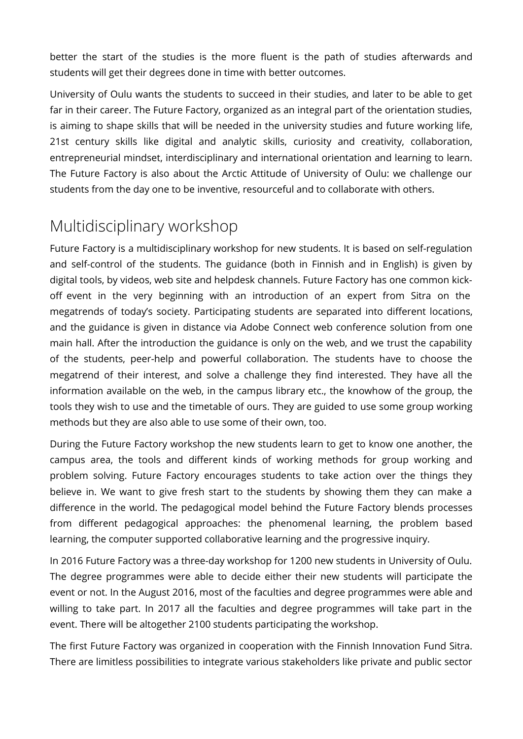better the start of the studies is the more fluent is the path of studies afterwards and students will get their degrees done in time with better outcomes.

University of Oulu wants the students to succeed in their studies, and later to be able to get far in their career. The Future Factory, organized as an integral part of the orientation studies, is aiming to shape skills that will be needed in the university studies and future working life, 21st century skills like digital and analytic skills, curiosity and creativity, collaboration, entrepreneurial mindset, interdisciplinary and international orientation and learning to learn. The Future Factory is also about the Arctic Attitude of University of Oulu: we challenge our students from the day one to be inventive, resourceful and to collaborate with others.

## Multidisciplinary workshop

Future Factory is a multidisciplinary workshop for new students. It is based on self-regulation and self-control of the students. The guidance (both in Finnish and in English) is given by digital tools, by videos, web site and helpdesk channels. Future Factory has one common kick-off event in the very beginning with an introduction of an expert from Sitra on the megatrends of today's society. Participating students are separated into different locations, and the guidance is given in distance via Adobe Connect web conference solution from one main hall. After the introduction the guidance is only on the web, and we trust the capability of the students, peer-help and powerful collaboration. The students have to choose the megatrend of their interest, and solve a challenge they find interested. They have all the information available on the web, in the campus library etc., the knowhow of the group, the tools they wish to use and the timetable of ours. They are guided to use some group working methods but they are also able to use some of their own, too.

During the Future Factory workshop the new students learn to get to know one another, the campus area, the tools and different kinds of working methods for group working and problem solving. Future Factory encourages students to take action over the things they believe in. We want to give fresh start to the students by showing them they can make a difference in the world. The pedagogical model behind the Future Factory blends processes from different pedagogical approaches: the phenomenal learning, the problem based learning, the computer supported collaborative learning and the progressive inquiry.

In 2016 Future Factory was a three-day workshop for 1200 new students in University of Oulu. The degree programmes were able to decide either their new students will participate the event or not. In the August 2016, most of the faculties and degree programmes were able and willing to take part. In 2017 all the faculties and degree programmes will take part in the event. There will be altogether 2100 students participating the workshop.

The first Future Factory was organized in cooperation with the Finnish Innovation Fund Sitra. There are limitless possibilities to integrate various stakeholders like private and public sector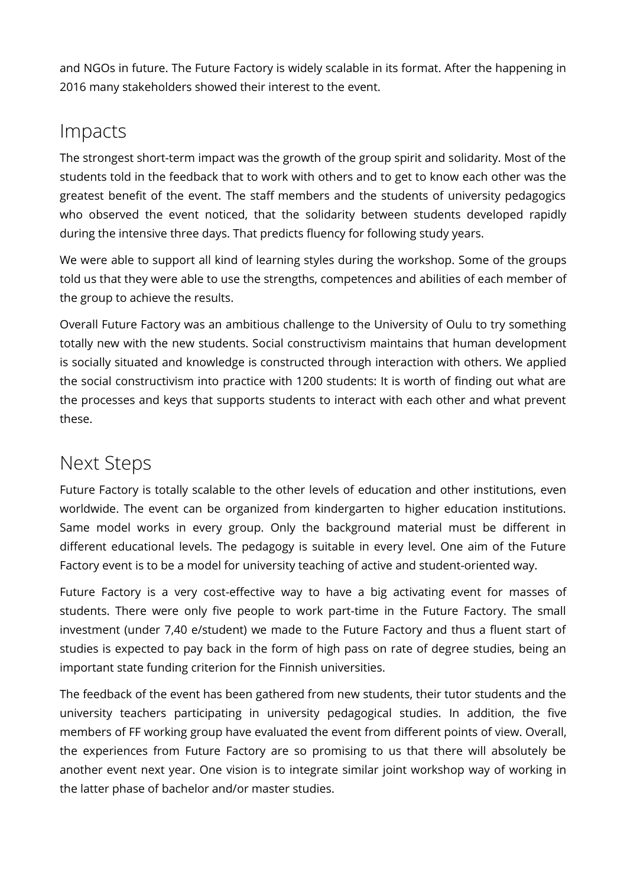and NGOs in future. The Future Factory is widely scalable in its format. After the happening in 2016 many stakeholders showed their interest to the event.

## Impacts

The strongest short-term impact was the growth of the group spirit and solidarity. Most of the students told in the feedback that to work with others and to get to know each other was the greatest benefit of the event. The staff members and the students of university pedagogics who observed the event noticed, that the solidarity between students developed rapidly during the intensive three days. That predicts fluency for following study years.

We were able to support all kind of learning styles during the workshop. Some of the groups told us that they were able to use the strengths, competences and abilities of each member of the group to achieve the results.

Overall Future Factory was an ambitious challenge to the University of Oulu to try something totally new with the new students. Social constructivism maintains that human development is socially situated and knowledge is constructed through interaction with others. We applied the social constructivism into practice with 1200 students: It is worth of finding out what are the processes and keys that supports students to interact with each other and what prevent these.

## Next Steps

Future Factory is totally scalable to the other levels of education and other institutions, even worldwide. The event can be organized from kindergarten to higher education institutions. Same model works in every group. Only the background material must be different in different educational levels. The pedagogy is suitable in every level. One aim of the Future Factory event is to be a model for university teaching of active and student-oriented way.

Future Factory is a very cost-effective way to have a big activating event for masses of students. There were only five people to work part-time in the Future Factory. The small investment (under 7,40 e/student) we made to the Future Factory and thus a fluent start of studies is expected to pay back in the form of high pass on rate of degree studies, being an important state funding criterion for the Finnish universities.

The feedback of the event has been gathered from new students, their tutor students and the university teachers participating in university pedagogical studies. In addition, the five members of FF working group have evaluated the event from different points of view. Overall, the experiences from Future Factory are so promising to us that there will absolutely be another event next year. One vision is to integrate similar joint workshop way of working in the latter phase of bachelor and/or master studies.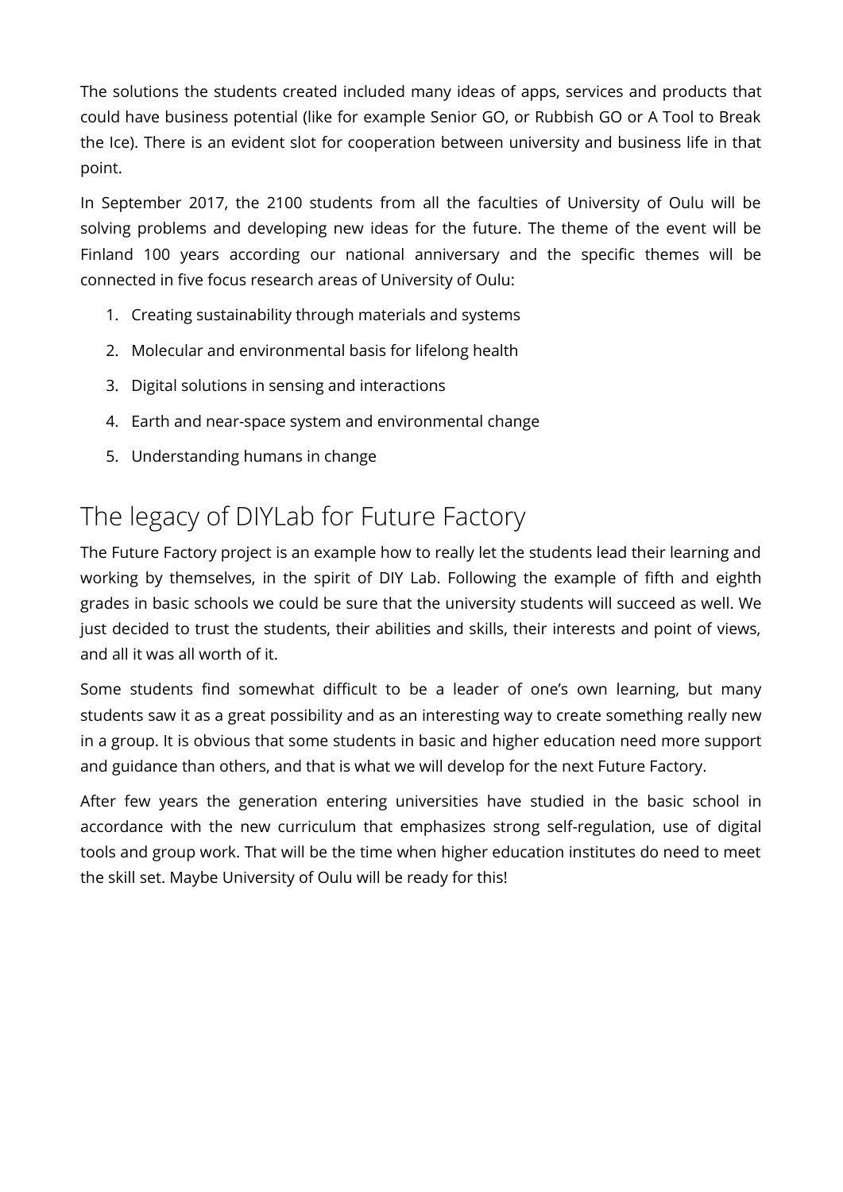The solutions the students created included many ideas of apps, services and products that could have business potential (like for example Senior GO, or Rubbish GO or A Tool to Break the Ice). There is an evident slot for cooperation between university and business life in that point.

In September 2017, the 2100 students from all the faculties of University of Oulu will be solving problems and developing new ideas for the future. The theme of the event will be Finland 100 years according our national anniversary and the specific themes will be connected in five focus research areas of University of Oulu:

1. Creating sustainability through materials and systems
2. Molecular and environmental basis for lifelong health
3. Digital solutions in sensing and interactions
4. Earth and near-space system and environmental change
5. Understanding humans in change

## The legacy of DIYLab for Future Factory

The Future Factory project is an example how to really let the students lead their learning and working by themselves, in the spirit of DIY Lab. Following the example of fifth and eighth grades in basic schools we could be sure that the university students will succeed as well. We just decided to trust the students, their abilities and skills, their interests and point of views, and all it was all worth of it.

Some students find somewhat difficult to be a leader of one's own learning, but many students saw it as a great possibility and as an interesting way to create something really new in a group. It is obvious that some students in basic and higher education need more support and guidance than others, and that is what we will develop for the next Future Factory.

After few years the generation entering universities have studied in the basic school in accordance with the new curriculum that emphasizes strong self-regulation, use of digital tools and group work. That will be the time when higher education institutes do need to meet the skill set. Maybe University of Oulu will be ready for this!